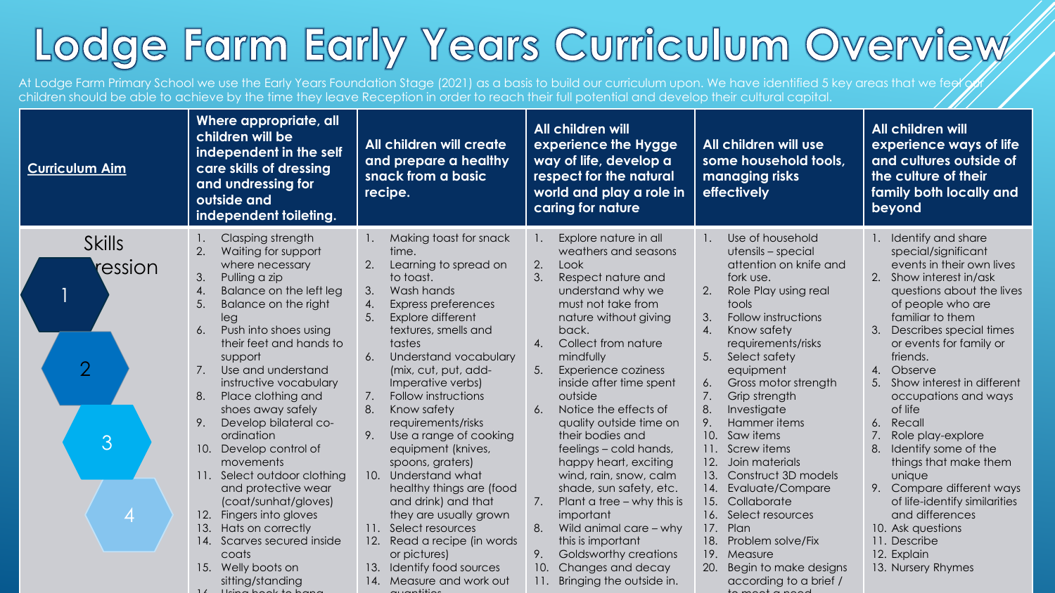# Lodge Farm Early Years Curriculum Overview

At Lodge Farm Primary School we use the Early Years Foundation Stage (2021) as a basis to build our curriculum upon. We have identified 5 key areas that we feel our children should be able to achieve by the time they leave Reception in order to reach their full potential and develop their cultural capital.

| Curriculum Aim | Where appropriate, all children will be independent in the self care skills of dressing and undressing for outside and independent toileting. | All children will create and prepare a healthy snack from a basic recipe. | All children will experience the Hygge way of life, develop a respect for the natural world and play a role in caring for nature | All children will use some household tools, managing risks effectively | All children will experience ways of life and cultures outside of the culture of their family both locally and beyond |
|---|---|---|---|---|---|
| Skills Progression<br>1<br>2<br>3<br>4 | 1. Clasping strength<br>2. Waiting for support where necessary<br>3. Pulling a zip<br>4. Balance on the left leg<br>5. Balance on the right leg<br>6. Push into shoes using their feet and hands to support<br>7. Use and understand instructive vocabulary<br>8. Place clothing and shoes away safely<br>9. Develop bilateral co-ordination<br>10. Develop control of movements<br>11. Select outdoor clothing and protective wear (coat/sunhat/gloves)<br>12. Fingers into gloves<br>13. Hats on correctly<br>14. Scarves secured inside coats<br>15. Welly boots on sitting/standing<br>16. Using hook to hang | 1. Making toast for snack time.<br>2. Learning to spread on to toast.<br>3. Wash hands<br>4. Express preferences<br>5. Explore different textures, smells and tastes<br>6. Understand vocabulary (mix, cut, put, add- Imperative verbs)<br>7. Follow instructions<br>8. Know safety requirements/risks<br>9. Use a range of cooking equipment (knives, spoons, graters)<br>10. Understand what healthy things are (food and drink) and that they are usually grown<br>11. Select resources<br>12. Read a recipe (in words or pictures)<br>13. Identify food sources<br>14. Measure and work out quantities | 1. Explore nature in all weathers and seasons<br>2. Look<br>3. Respect nature and understand why we must not take from nature without giving back.<br>4. Collect from nature mindfully<br>5. Experience coziness inside after time spent outside<br>6. Notice the effects of quality outside time on their bodies and feelings – cold hands, happy heart, exciting wind, rain, snow, calm shade, sun safety, etc.<br>7. Plant a tree – why this is important<br>8. Wild animal care – why this is important<br>9. Goldsworthy creations<br>10. Changes and decay<br>11. Bringing the outside in. | 1. Use of household utensils – special attention on knife and fork use.<br>2. Role Play using real tools<br>3. Follow instructions<br>4. Know safety requirements/risks<br>5. Select safety equipment<br>6. Gross motor strength<br>7. Grip strength<br>8. Investigate<br>9. Hammer items<br>10. Saw items<br>11. Screw items<br>12. Join materials<br>13. Construct 3D models<br>14. Evaluate/Compare<br>15. Collaborate<br>16. Select resources<br>17. Plan<br>18. Problem solve/Fix<br>19. Measure<br>20. Begin to make designs according to a brief / to meet a need | 1. Identify and share special/significant events in their own lives<br>2. Show interest in/ask questions about the lives of people who are familiar to them<br>3. Describes special times or events for family or friends.<br>4. Observe<br>5. Show interest in different occupations and ways of life<br>6. Recall<br>7. Role play-explore<br>8. Identify some of the things that make them unique<br>9. Compare different ways of life-identify similarities and differences<br>10. Ask questions<br>11. Describe<br>12. Explain<br>13. Nursery Rhymes |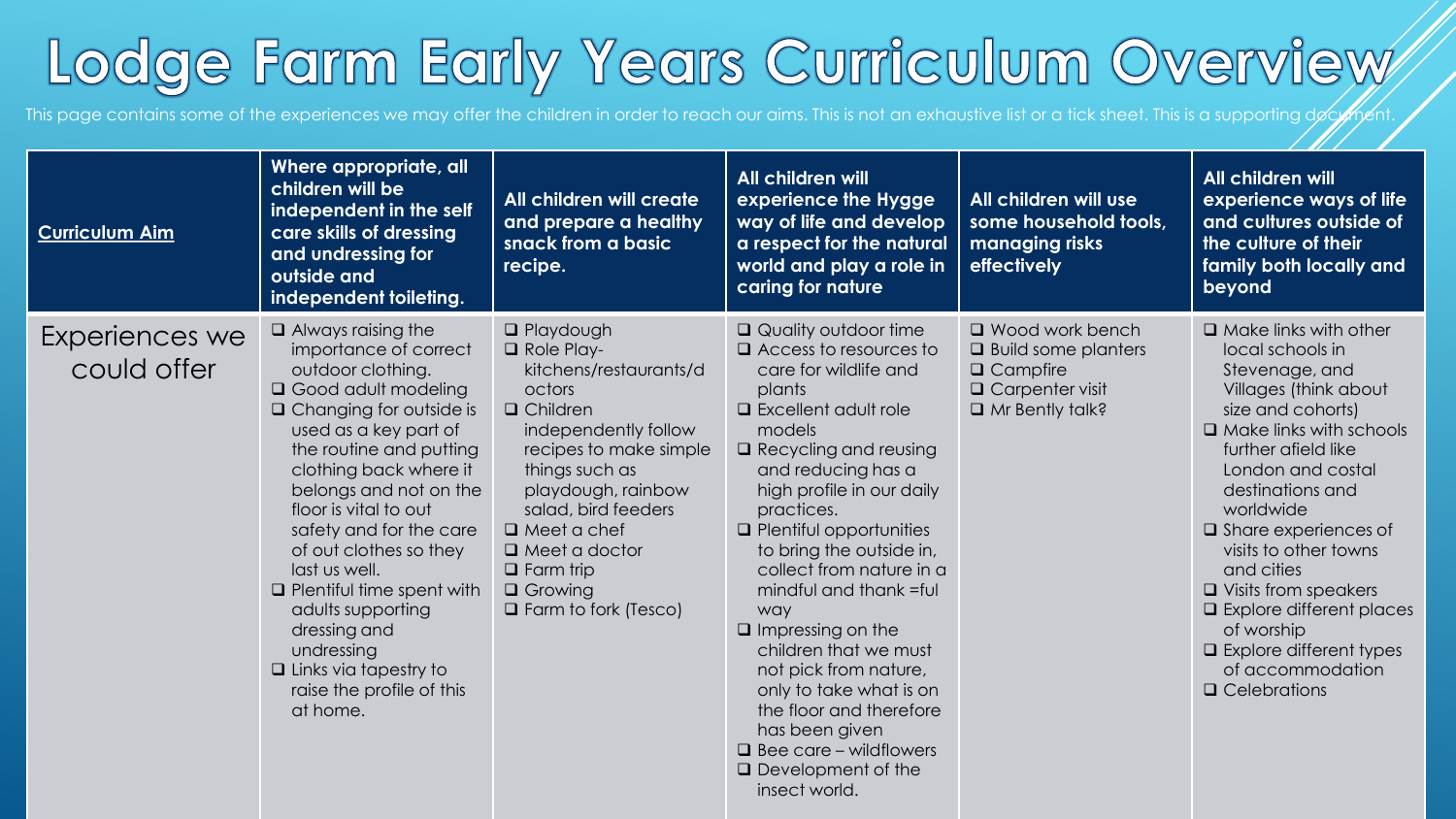# Lodge Farm Early Years Curriculum Overview

This page contains some of the experiences we may offer the children in order to reach our aims. This is not an exhaustive list or a tick sheet. This is a supporting document.

| Curriculum Aim | Where appropriate, all children will be independent in the self care skills of dressing and undressing for outside and independent toileting. | All children will create and prepare a healthy snack from a basic recipe. | All children will experience the Hygge way of life and develop a respect for the natural world and play a role in caring for nature | All children will use some household tools, managing risks effectively | All children will experience ways of life and cultures outside of the culture of their family both locally and beyond |
|---|---|---|---|---|---|
| Experiences we could offer | ❑ Always raising the importance of correct outdoor clothing.<br>❑ Good adult modeling<br>❑ Changing for outside is used as a key part of the routine and putting clothing back where it belongs and not on the floor is vital to out safety and for the care of out clothes so they last us well.<br>❑ Plentiful time spent with adults supporting dressing and undressing<br>❑ Links via tapestry to raise the profile of this at home. | ❑ Playdough<br>❑ Role Play- kitchens/restaurants/doctors<br>❑ Children independently follow recipes to make simple things such as playdough, rainbow salad, bird feeders<br>❑ Meet a chef<br>❑ Meet a doctor<br>❑ Farm trip<br>❑ Growing<br>❑ Farm to fork (Tesco) | ❑ Quality outdoor time<br>❑ Access to resources to care for wildlife and plants<br>❑ Excellent adult role models<br>❑ Recycling and reusing and reducing has a high profile in our daily practices.<br>❑ Plentiful opportunities to bring the outside in, collect from nature in a mindful and thank =ful way<br>❑ Impressing on the children that we must not pick from nature, only to take what is on the floor and therefore has been given<br>❑ Bee care – wildflowers<br>❑ Development of the insect world. | ❑ Wood work bench<br>❑ Build some planters<br>❑ Campfire<br>❑ Carpenter visit<br>❑ Mr Bently talk? | ❑ Make links with other local schools in Stevenage, and Villages (think about size and cohorts)<br>❑ Make links with schools further afield like London and costal destinations and worldwide<br>❑ Share experiences of visits to other towns and cities<br>❑ Visits from speakers<br>❑ Explore different places of worship<br>❑ Explore different types of accommodation<br>❑ Celebrations |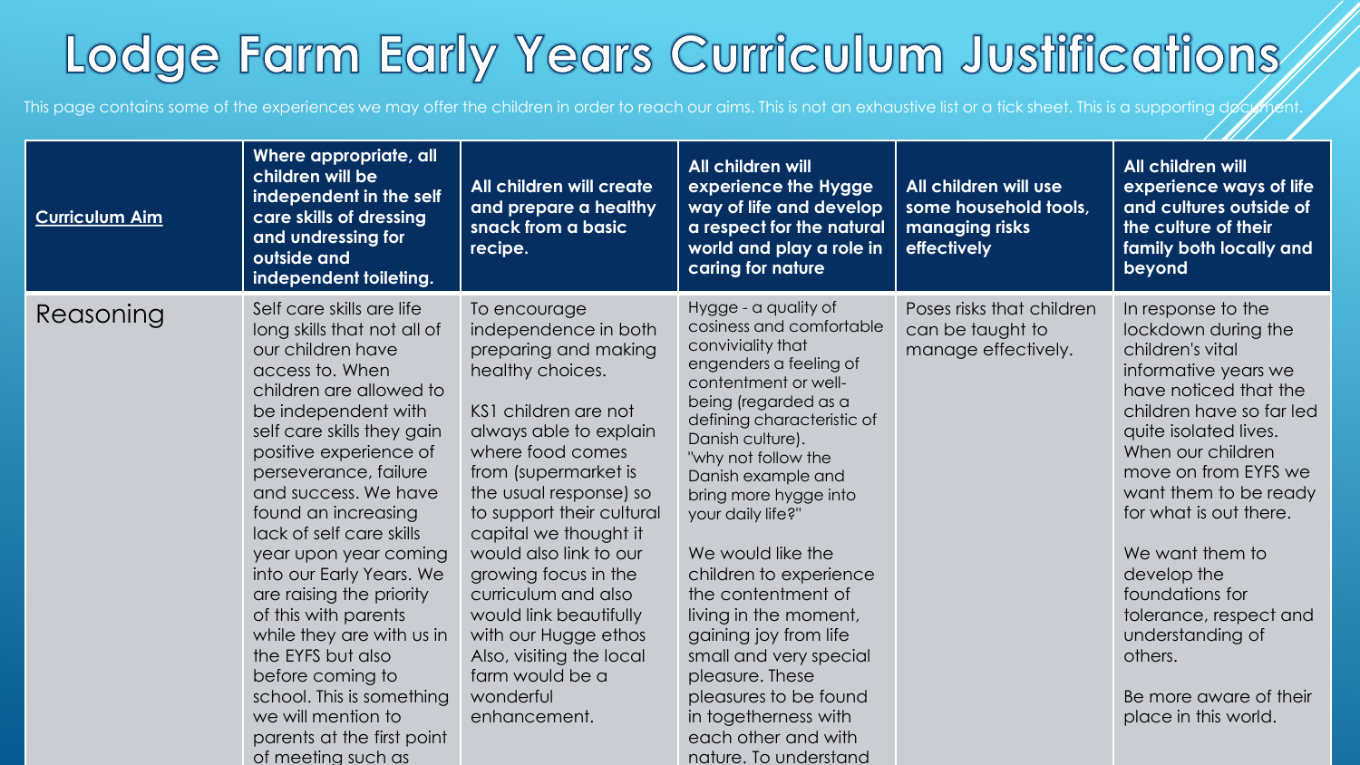# Lodge Farm Early Years Curriculum Justifications

This page contains some of the experiences we may offer the children in order to reach our aims. This is not an exhaustive list or a tick sheet. This is a supporting document.

| Curriculum Aim | Where appropriate, all children will be independent in the self care skills of dressing and undressing for outside and independent toileting. | All children will create and prepare a healthy snack from a basic recipe. | All children will experience the Hygge way of life and develop a respect for the natural world and play a role in caring for nature | All children will use some household tools, managing risks effectively | All children will experience ways of life and cultures outside of the culture of their family both locally and beyond |
|---|---|---|---|---|---|
| Reasoning | Self care skills are life long skills that not all of our children have access to. When children are allowed to be independent with self care skills they gain positive experience of perseverance, failure and success. We have found an increasing lack of self care skills year upon year coming into our Early Years. We are raising the priority of this with parents while they are with us in the EYFS but also before coming to school. This is something we will mention to parents at the first point of meeting such as | To encourage independence in both preparing and making healthy choices.<br><br>KS1 children are not always able to explain where food comes from (supermarket is the usual response) so to support their cultural capital we thought it would also link to our growing focus in the curriculum and also would link beautifully with our Hugge ethos Also, visiting the local farm would be a wonderful enhancement. | Hygge - a quality of cosiness and comfortable conviviality that engenders a feeling of contentment or well-being (regarded as a defining characteristic of Danish culture). "why not follow the Danish example and bring more hygge into your daily life?"<br><br>We would like the children to experience the contentment of living in the moment, gaining joy from life small and very special pleasure. These pleasures to be found in togetherness with each other and with nature. To understand | Poses risks that children can be taught to manage effectively. | In response to the lockdown during the children's vital informative years we have noticed that the children have so far led quite isolated lives. When our children move on from EYFS we want them to be ready for what is out there.<br><br>We want them to develop the foundations for tolerance, respect and understanding of others.<br><br>Be more aware of their place in this world. |